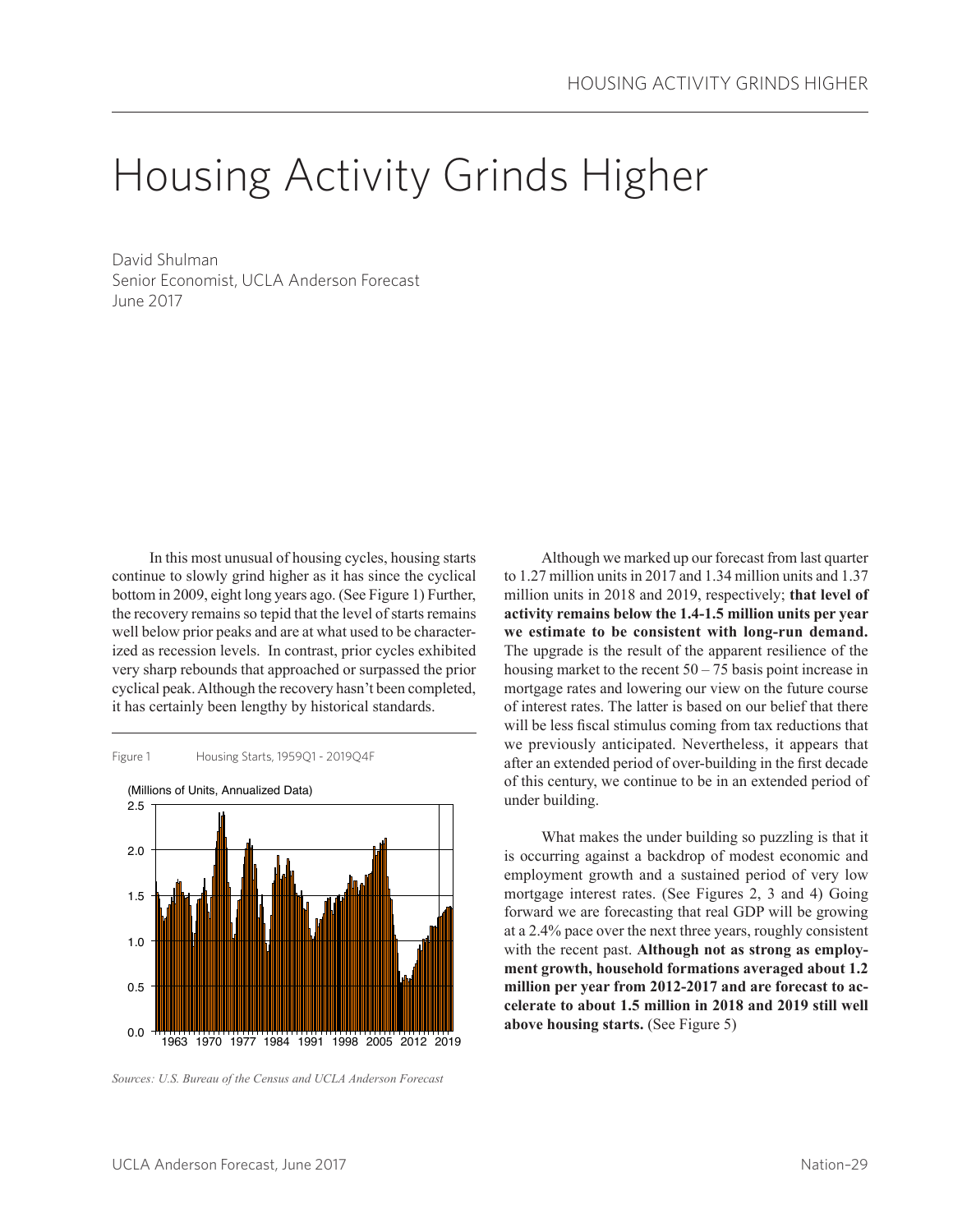# Housing Activity Grinds Higher

David Shulman
Senior Economist, UCLA Anderson Forecast
June 2017

In this most unusual of housing cycles, housing starts continue to slowly grind higher as it has since the cyclical bottom in 2009, eight long years ago. (See Figure 1) Further, the recovery remains so tepid that the level of starts remains well below prior peaks and are at what used to be characterized as recession levels. In contrast, prior cycles exhibited very sharp rebounds that approached or surpassed the prior cyclical peak. Although the recovery hasn't been completed, it has certainly been lengthy by historical standards.

Figure 1 Housing Starts, 1959Q1 - 2019Q4F

*Sources: U.S. Bureau of the Census and UCLA Anderson Forecast*

Although we marked up our forecast from last quarter to 1.27 million units in 2017 and 1.34 million units and 1.37 million units in 2018 and 2019, respectively; **that level of activity remains below the 1.4-1.5 million units per year we estimate to be consistent with long-run demand.** The upgrade is the result of the apparent resilience of the housing market to the recent 50 – 75 basis point increase in mortgage rates and lowering our view on the future course of interest rates. The latter is based on our belief that there will be less fiscal stimulus coming from tax reductions that we previously anticipated. Nevertheless, it appears that after an extended period of over-building in the first decade of this century, we continue to be in an extended period of under building.

What makes the under building so puzzling is that it is occurring against a backdrop of modest economic and employment growth and a sustained period of very low mortgage interest rates. (See Figures 2, 3 and 4) Going forward we are forecasting that real GDP will be growing at a 2.4% pace over the next three years, roughly consistent with the recent past. **Although not as strong as employment growth, household formations averaged about 1.2 million per year from 2012-2017 and are forecast to accelerate to about 1.5 million in 2018 and 2019 still well above housing starts.** (See Figure 5)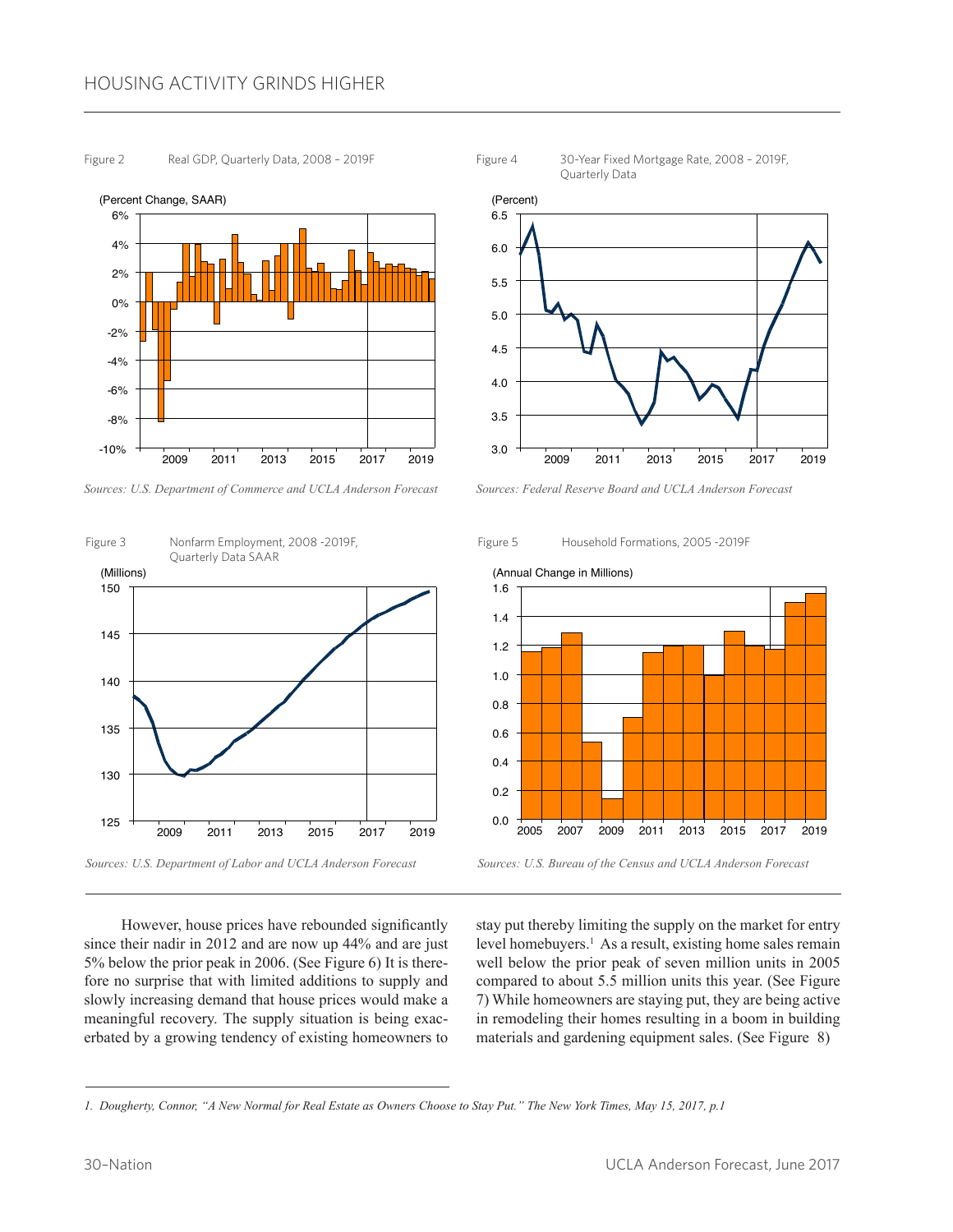Figure 2 Real GDP, Quarterly Data, 2008 – 2019F

Sources: U.S. Department of Commerce and UCLA Anderson Forecast

Figure 4 30-Year Fixed Mortgage Rate, 2008 – 2019F, Quarterly Data

Sources: Federal Reserve Board and UCLA Anderson Forecast

Figure 3 Nonfarm Employment, 2008 -2019F, Quarterly Data SAAR

Sources: U.S. Department of Labor and UCLA Anderson Forecast

Figure 5 Household Formations, 2005 -2019F

Sources: U.S. Bureau of the Census and UCLA Anderson Forecast

However, house prices have rebounded significantly since their nadir in 2012 and are now up 44% and are just 5% below the prior peak in 2006. (See Figure 6) It is therefore no surprise that with limited additions to supply and slowly increasing demand that house prices would make a meaningful recovery. The supply situation is being exacerbated by a growing tendency of existing homeowners to stay put thereby limiting the supply on the market for entry level homebuyers.[1] As a result, existing home sales remain well below the prior peak of seven million units in 2005 compared to about 5.5 million units this year. (See Figure 7) While homeowners are staying put, they are being active in remodeling their homes resulting in a boom in building materials and gardening equipment sales. (See Figure 8)

---

*1. Dougherty, Connor, "A New Normal for Real Estate as Owners Choose to Stay Put." The New York Times, May 15, 2017, p.1*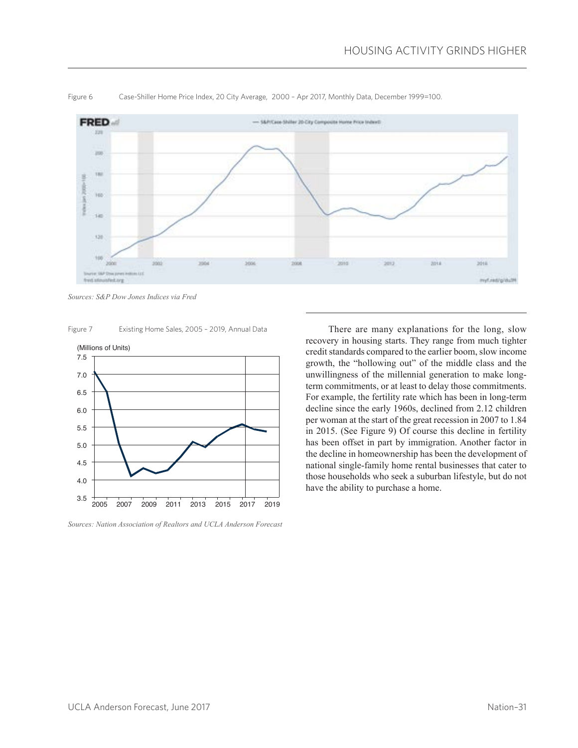Figure 6 Case-Shiller Home Price Index, 20 City Average, 2000 – Apr 2017, Monthly Data, December 1999=100.

*Sources: S&P Dow Jones Indices via Fred*

Figure 7 Existing Home Sales, 2005 – 2019, Annual Data

*Sources: Nation Association of Realtors and UCLA Anderson Forecast*

There are many explanations for the long, slow recovery in housing starts. They range from much tighter credit standards compared to the earlier boom, slow income growth, the "hollowing out" of the middle class and the unwillingness of the millennial generation to make long-term commitments, or at least to delay those commitments. For example, the fertility rate which has been in long-term decline since the early 1960s, declined from 2.12 children per woman at the start of the great recession in 2007 to 1.84 in 2015. (See Figure 9) Of course this decline in fertility has been offset in part by immigration. Another factor in the decline in homeownership has been the development of national single-family home rental businesses that cater to those households who seek a suburban lifestyle, but do not have the ability to purchase a home.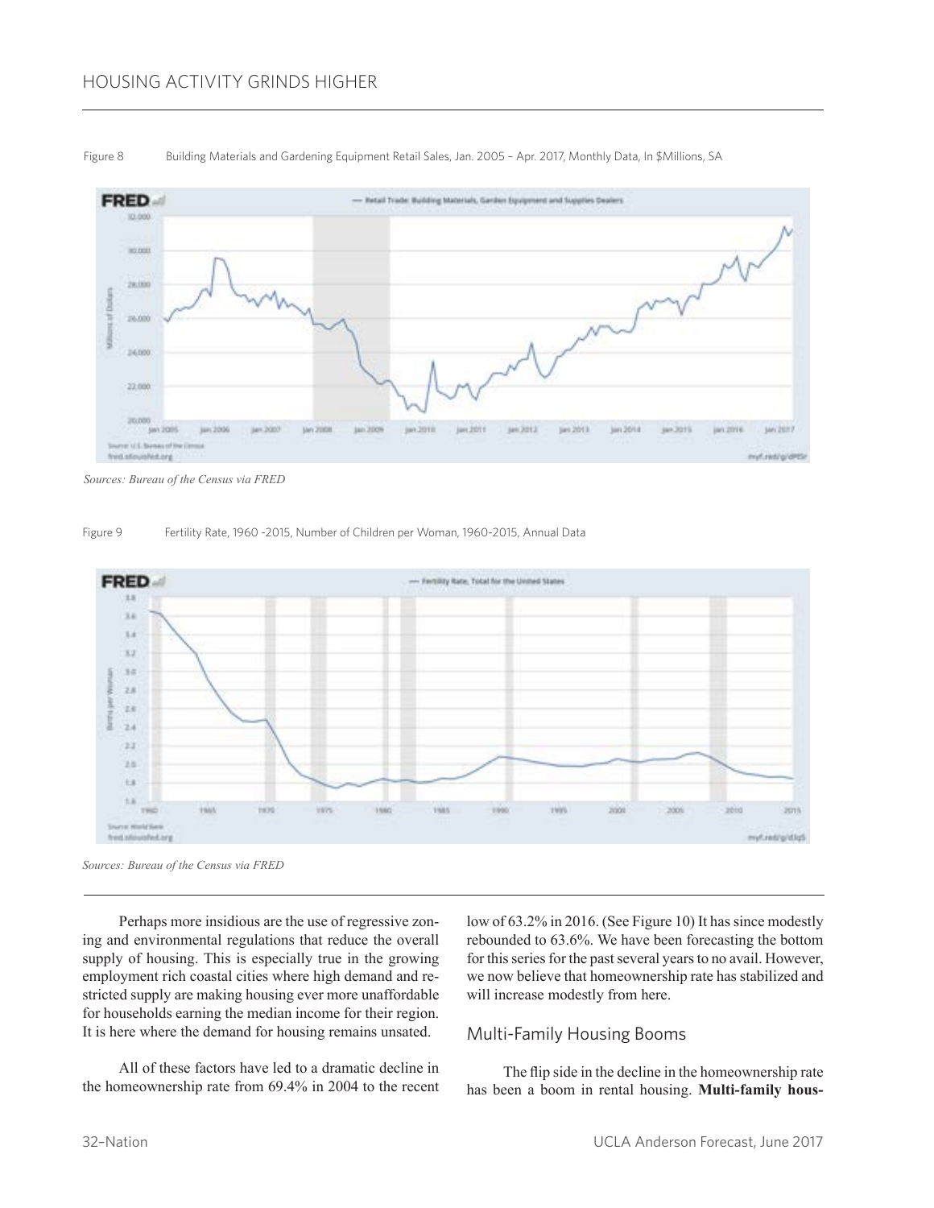Figure 8 Building Materials and Gardening Equipment Retail Sales, Jan. 2005 – Apr. 2017, Monthly Data, In $Millions, SA

*Sources: Bureau of the Census via FRED*

Figure 9 Fertility Rate, 1960 -2015, Number of Children per Woman, 1960-2015, Annual Data

*Sources: Bureau of the Census via FRED*

Perhaps more insidious are the use of regressive zoning and environmental regulations that reduce the overall supply of housing. This is especially true in the growing employment rich coastal cities where high demand and restricted supply are making housing ever more unaffordable for households earning the median income for their region. It is here where the demand for housing remains unsated.

All of these factors have led to a dramatic decline in the homeownership rate from 69.4% in 2004 to the recent low of 63.2% in 2016. (See Figure 10) It has since modestly rebounded to 63.6%. We have been forecasting the bottom for this series for the past several years to no avail. However, we now believe that homeownership rate has stabilized and will increase modestly from here.

## Multi-Family Housing Booms

The flip side in the decline in the homeownership rate has been a boom in rental housing. **Multi-family hous-**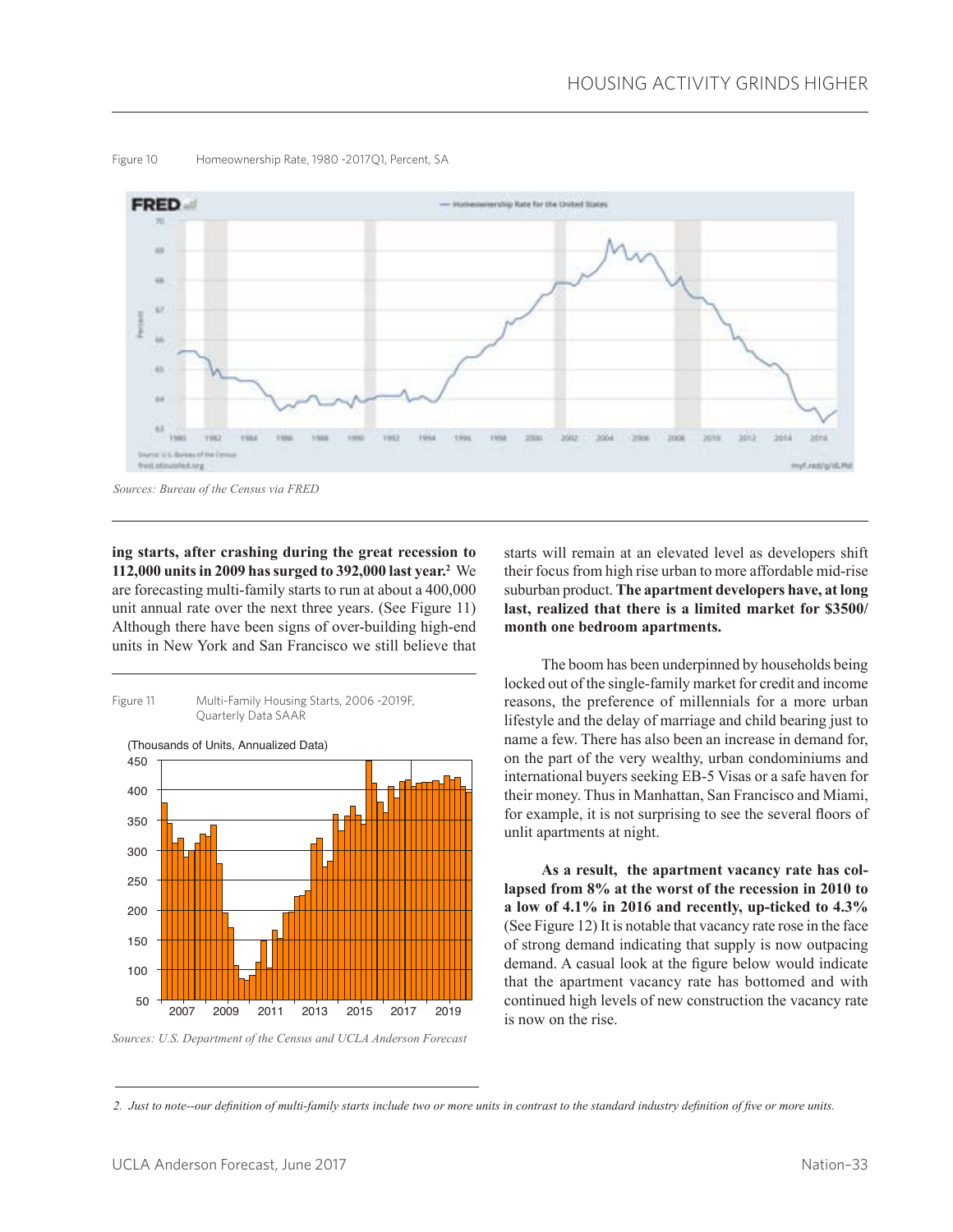Figure 10 Homeownership Rate, 1980 -2017Q1, Percent, SA

*Sources: Bureau of the Census via FRED*

**ing starts, after crashing during the great recession to 112,000 units in 2009 has surged to 392,000 last year.**[2] We are forecasting multi-family starts to run at about a 400,000 unit annual rate over the next three years. (See Figure 11) Although there have been signs of over-building high-end units in New York and San Francisco we still believe that starts will remain at an elevated level as developers shift their focus from high rise urban to more affordable mid-rise suburban product. **The apartment developers have, at long last, realized that there is a limited market for $3500/month one bedroom apartments.**

Figure 11 Multi-Family Housing Starts, 2006 -2019F, Quarterly Data SAAR

*Sources: U.S. Department of the Census and UCLA Anderson Forecast*

The boom has been underpinned by households being locked out of the single-family market for credit and income reasons, the preference of millennials for a more urban lifestyle and the delay of marriage and child bearing just to name a few. There has also been an increase in demand for, on the part of the very wealthy, urban condominiums and international buyers seeking EB-5 Visas or a safe haven for their money. Thus in Manhattan, San Francisco and Miami, for example, it is not surprising to see the several floors of unlit apartments at night.

**As a result, the apartment vacancy rate has collapsed from 8% at the worst of the recession in 2010 to a low of 4.1% in 2016 and recently, up-ticked to 4.3%** (See Figure 12) It is notable that vacancy rate rose in the face of strong demand indicating that supply is now outpacing demand. A casual look at the figure below would indicate that the apartment vacancy rate has bottomed and with continued high levels of new construction the vacancy rate is now on the rise.

*2. Just to note--our definition of multi-family starts include two or more units in contrast to the standard industry definition of five or more units.*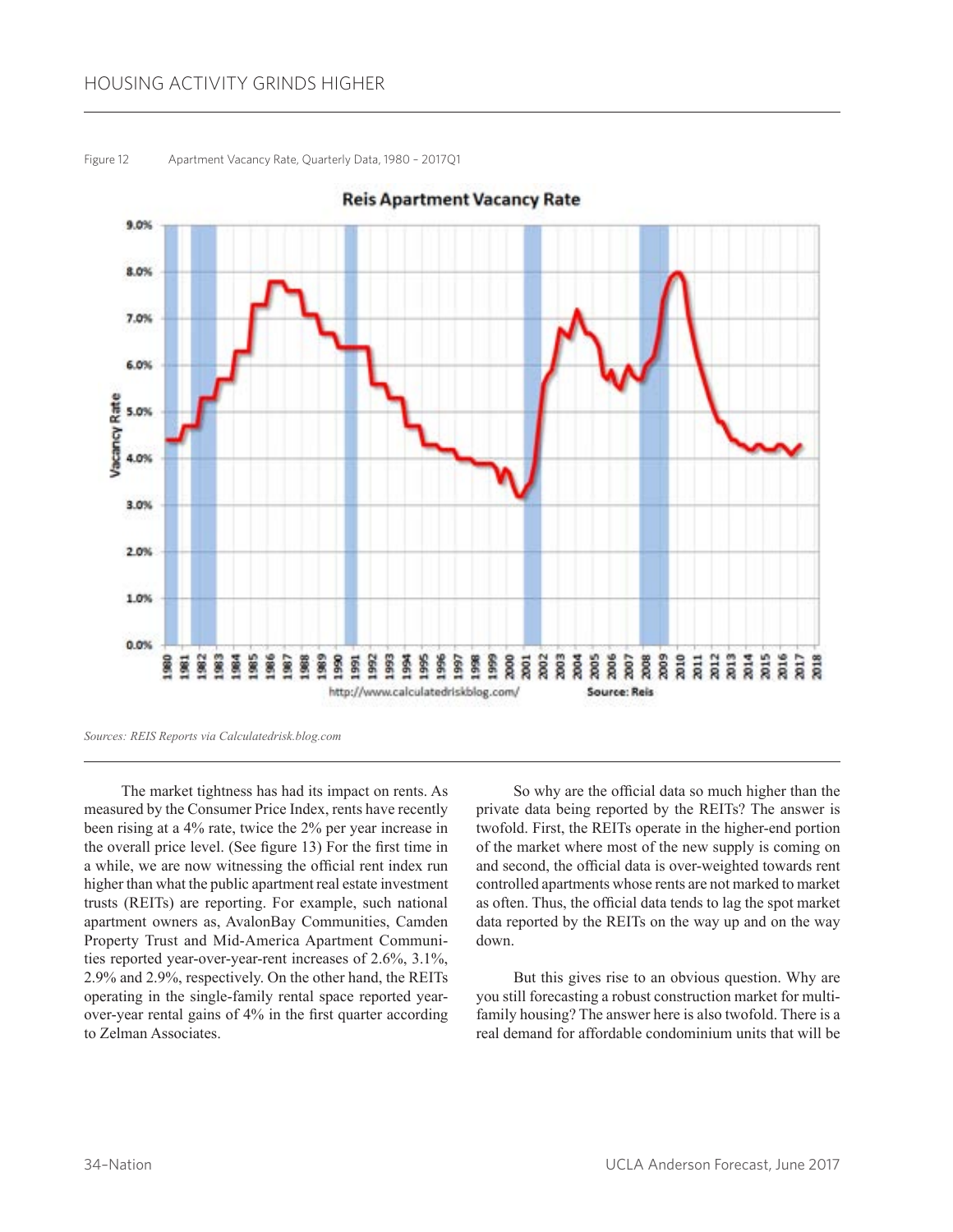Figure 12 Apartment Vacancy Rate, Quarterly Data, 1980 – 2017Q1

*Sources: REIS Reports via Calculatedrisk.blog.com*

The market tightness has had its impact on rents. As measured by the Consumer Price Index, rents have recently been rising at a 4% rate, twice the 2% per year increase in the overall price level. (See figure 13) For the first time in a while, we are now witnessing the official rent index run higher than what the public apartment real estate investment trusts (REITs) are reporting. For example, such national apartment owners as, AvalonBay Communities, Camden Property Trust and Mid-America Apartment Communities reported year-over-year-rent increases of 2.6%, 3.1%, 2.9% and 2.9%, respectively. On the other hand, the REITs operating in the single-family rental space reported year-over-year rental gains of 4% in the first quarter according to Zelman Associates.

So why are the official data so much higher than the private data being reported by the REITs? The answer is twofold. First, the REITs operate in the higher-end portion of the market where most of the new supply is coming on and second, the official data is over-weighted towards rent controlled apartments whose rents are not marked to market as often. Thus, the official data tends to lag the spot market data reported by the REITs on the way up and on the way down.

But this gives rise to an obvious question. Why are you still forecasting a robust construction market for multi-family housing? The answer here is also twofold. There is a real demand for affordable condominium units that will be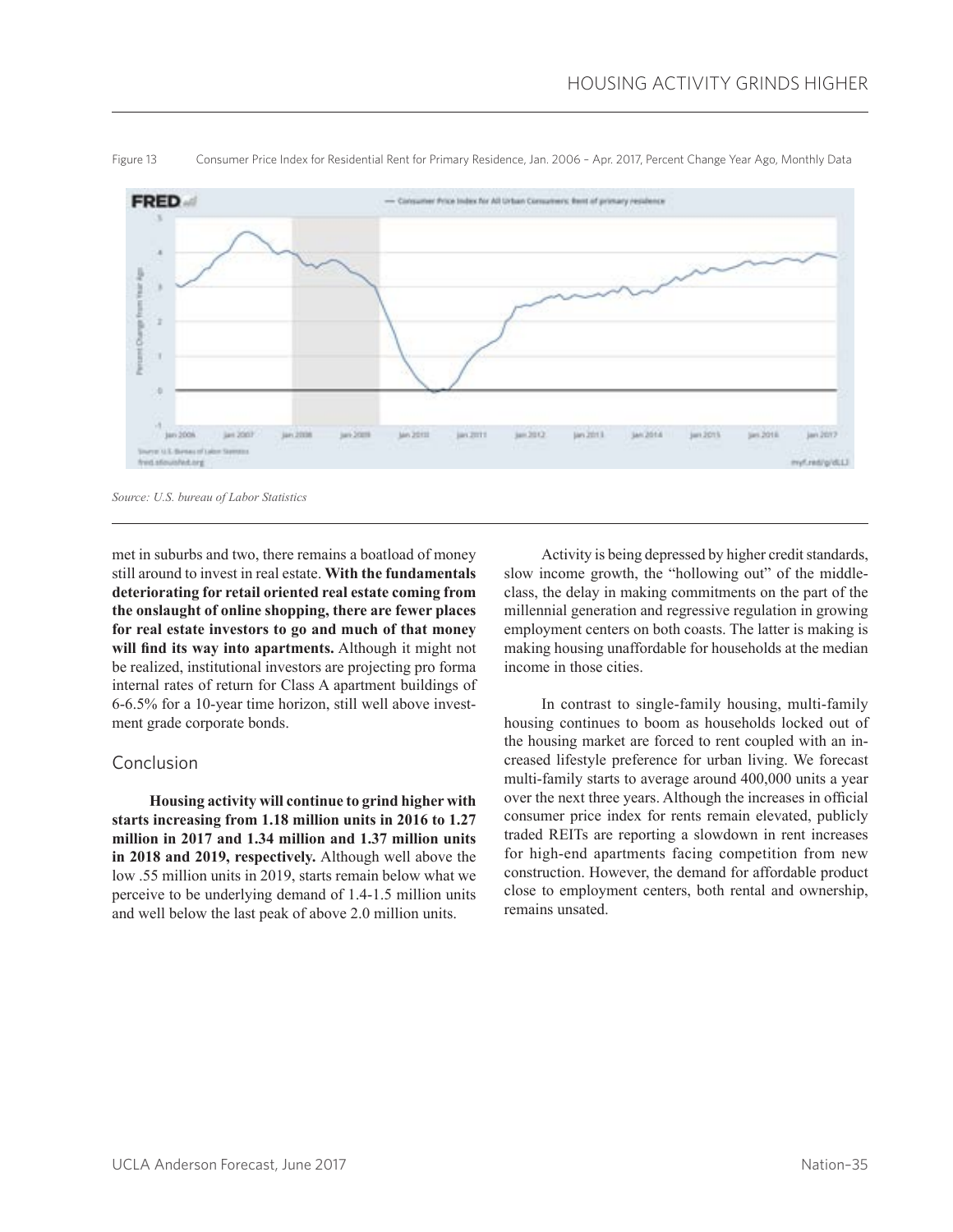Figure 13 Consumer Price Index for Residential Rent for Primary Residence, Jan. 2006 – Apr. 2017, Percent Change Year Ago, Monthly Data

FRED

— Consumer Price Index for All Urban Consumers: Rent of primary residence

Percent Change from Year Ago

5
4
3
2
1
0
-1

Jan 2006 Jan 2007 Jan 2008 Jan 2009 Jan 2010 Jan 2011 Jan 2012 Jan 2013 Jan 2014 Jan 2015 Jan 2016 Jan 2017

Source: U.S. Bureau of Labor Statistics
fred.stlouisfed.org

myf.red/g/dLLJ

*Source: U.S. bureau of Labor Statistics*

met in suburbs and two, there remains a boatload of money still around to invest in real estate. **With the fundamentals deteriorating for retail oriented real estate coming from the onslaught of online shopping, there are fewer places for real estate investors to go and much of that money will find its way into apartments.** Although it might not be realized, institutional investors are projecting pro forma internal rates of return for Class A apartment buildings of 6-6.5% for a 10-year time horizon, still well above investment grade corporate bonds.

## Conclusion

**Housing activity will continue to grind higher with starts increasing from 1.18 million units in 2016 to 1.27 million in 2017 and 1.34 million and 1.37 million units in 2018 and 2019, respectively.** Although well above the low .55 million units in 2019, starts remain below what we perceive to be underlying demand of 1.4-1.5 million units and well below the last peak of above 2.0 million units.

Activity is being depressed by higher credit standards, slow income growth, the "hollowing out" of the middle-class, the delay in making commitments on the part of the millennial generation and regressive regulation in growing employment centers on both coasts. The latter is making is making housing unaffordable for households at the median income in those cities.

In contrast to single-family housing, multi-family housing continues to boom as households locked out of the housing market are forced to rent coupled with an increased lifestyle preference for urban living. We forecast multi-family starts to average around 400,000 units a year over the next three years. Although the increases in official consumer price index for rents remain elevated, publicly traded REITs are reporting a slowdown in rent increases for high-end apartments facing competition from new construction. However, the demand for affordable product close to employment centers, both rental and ownership, remains unsated.